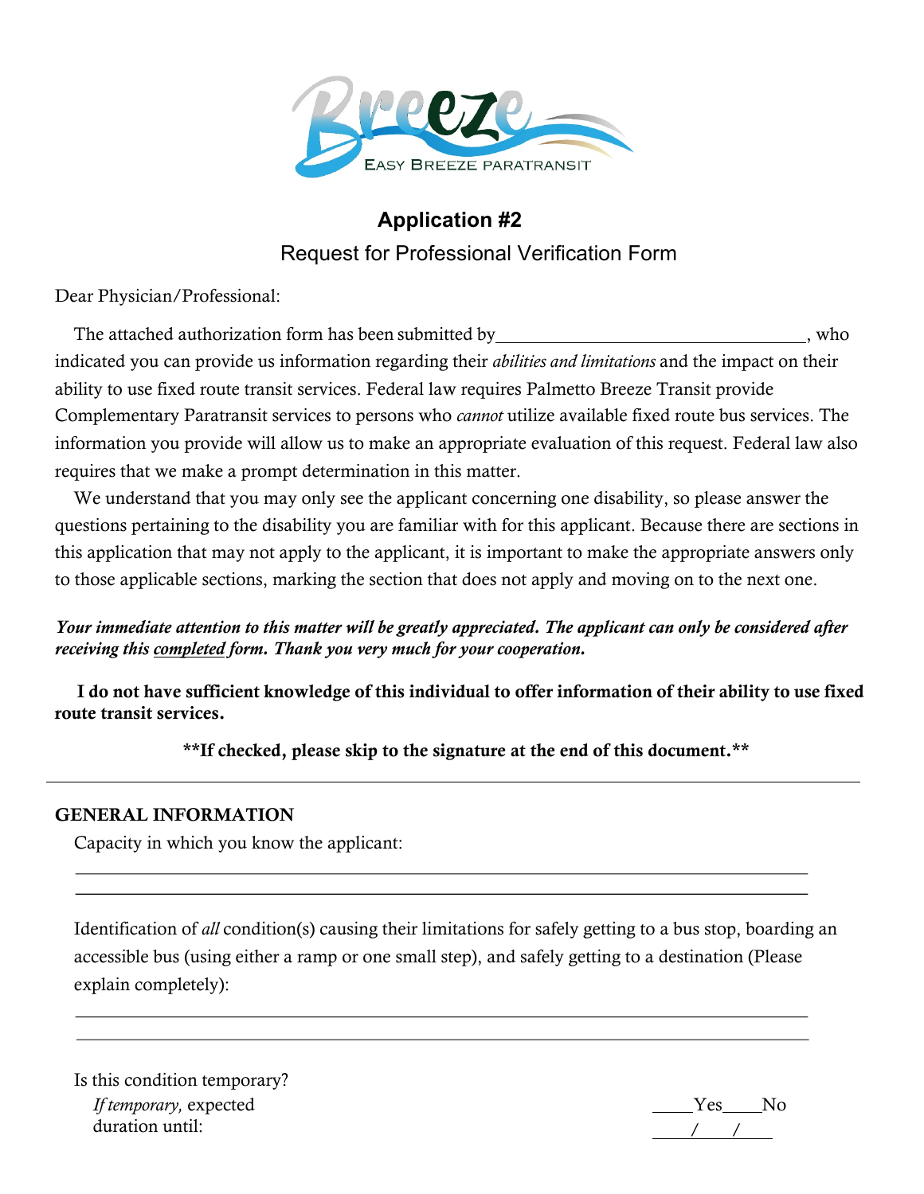Breeze

EASY BREEZE PARATRANSIT

## Application #2

Request for Professional Verification Form

Dear Physician/Professional:

The attached authorization form has been submitted by ___________________________________, who indicated you can provide us information regarding their *abilities and limitations* and the impact on their ability to use fixed route transit services. Federal law requires Palmetto Breeze Transit provide Complementary Paratransit services to persons who *cannot* utilize available fixed route bus services. The information you provide will allow us to make an appropriate evaluation of this request. Federal law also requires that we make a prompt determination in this matter.

We understand that you may only see the applicant concerning one disability, so please answer the questions pertaining to the disability you are familiar with for this applicant. Because there are sections in this application that may not apply to the applicant, it is important to make the appropriate answers only to those applicable sections, marking the section that does not apply and moving on to the next one.

***Your immediate attention to this matter will be greatly appreciated. The applicant can only be considered after receiving this completed form. Thank you very much for your cooperation.***

**I do not have sufficient knowledge of this individual to offer information of their ability to use fixed route transit services.**

**\*\*If checked, please skip to the signature at the end of this document.\*\***

---

**GENERAL INFORMATION**

Capacity in which you know the applicant:

_______________________________________________________________________________

_______________________________________________________________________________

Identification of *all* condition(s) causing their limitations for safely getting to a bus stop, boarding an accessible bus (using either a ramp or one small step), and safely getting to a destination (Please explain completely):

_______________________________________________________________________________

_______________________________________________________________________________

Is this condition temporary? ____Yes____No

*If temporary,* expected duration until: ____/____/____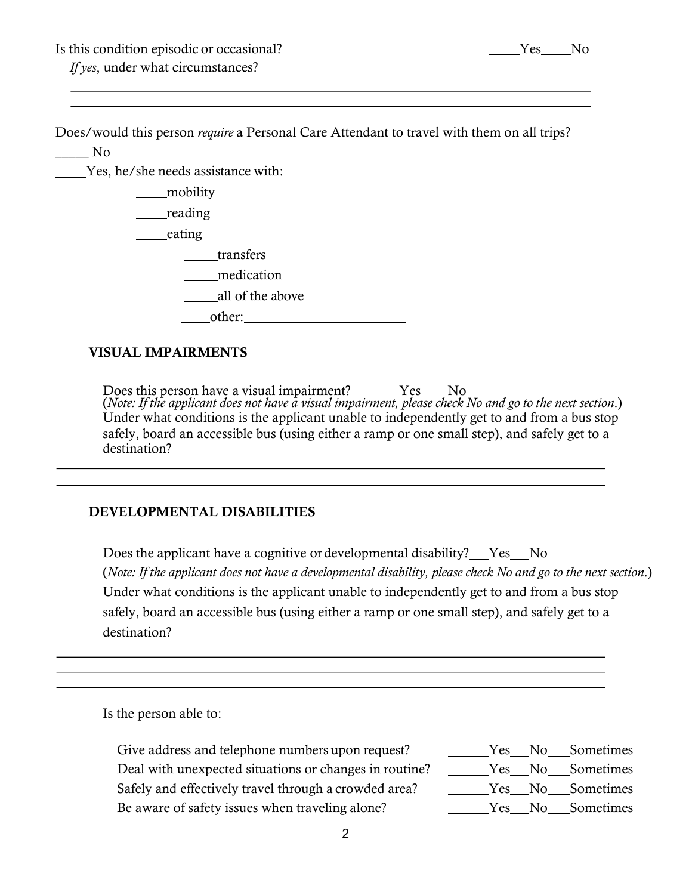Is this condition episodic or occasional? \_\_\_\_Yes\_\_\_\_No

*If yes*, under what circumstances?

\_\_\_\_\_\_\_\_\_\_\_\_\_\_\_\_\_\_\_\_\_\_\_\_\_\_\_\_\_\_\_\_\_\_\_\_\_\_\_\_\_\_\_\_\_\_\_\_\_\_\_\_\_\_\_\_\_\_\_\_\_\_\_\_\_\_\_\_\_\_

\_\_\_\_\_\_\_\_\_\_\_\_\_\_\_\_\_\_\_\_\_\_\_\_\_\_\_\_\_\_\_\_\_\_\_\_\_\_\_\_\_\_\_\_\_\_\_\_\_\_\_\_\_\_\_\_\_\_\_\_\_\_\_\_\_\_\_\_\_\_

Does/would this person *require* a Personal Care Attendant to travel with them on all trips?

\_\_\_\_\_ No

\_\_\_\_Yes, he/she needs assistance with:

- \_\_\_\_mobility
- \_\_\_\_reading
- \_\_\_\_eating
- \_\_\_\_\_transfers
- \_\_\_\_\_medication
- \_\_\_\_\_all of the above
- \_\_\_\_other:\_\_\_\_\_\_\_\_\_\_\_\_\_\_\_\_\_\_\_\_\_\_\_

## VISUAL IMPAIRMENTS

Does this person have a visual impairment?\_\_\_\_\_\_\_Yes\_\_\_\_No
(*Note: If the applicant does not have a visual impairment, please check No and go to the next section*.)
Under what conditions is the applicant unable to independently get to and from a bus stop safely, board an accessible bus (using either a ramp or one small step), and safely get to a destination?

\_\_\_\_\_\_\_\_\_\_\_\_\_\_\_\_\_\_\_\_\_\_\_\_\_\_\_\_\_\_\_\_\_\_\_\_\_\_\_\_\_\_\_\_\_\_\_\_\_\_\_\_\_\_\_\_\_\_\_\_\_\_\_\_\_\_\_\_\_\_

\_\_\_\_\_\_\_\_\_\_\_\_\_\_\_\_\_\_\_\_\_\_\_\_\_\_\_\_\_\_\_\_\_\_\_\_\_\_\_\_\_\_\_\_\_\_\_\_\_\_\_\_\_\_\_\_\_\_\_\_\_\_\_\_\_\_\_\_\_\_

## DEVELOPMENTAL DISABILITIES

Does the applicant have a cognitive or developmental disability?\_\_\_Yes\_\_\_No
(*Note: If the applicant does not have a developmental disability, please check No and go to the next section*.)
Under what conditions is the applicant unable to independently get to and from a bus stop safely, board an accessible bus (using either a ramp or one small step), and safely get to a destination?

\_\_\_\_\_\_\_\_\_\_\_\_\_\_\_\_\_\_\_\_\_\_\_\_\_\_\_\_\_\_\_\_\_\_\_\_\_\_\_\_\_\_\_\_\_\_\_\_\_\_\_\_\_\_\_\_\_\_\_\_\_\_\_\_\_\_\_\_\_\_

\_\_\_\_\_\_\_\_\_\_\_\_\_\_\_\_\_\_\_\_\_\_\_\_\_\_\_\_\_\_\_\_\_\_\_\_\_\_\_\_\_\_\_\_\_\_\_\_\_\_\_\_\_\_\_\_\_\_\_\_\_\_\_\_\_\_\_\_\_\_

\_\_\_\_\_\_\_\_\_\_\_\_\_\_\_\_\_\_\_\_\_\_\_\_\_\_\_\_\_\_\_\_\_\_\_\_\_\_\_\_\_\_\_\_\_\_\_\_\_\_\_\_\_\_\_\_\_\_\_\_\_\_\_\_\_\_\_\_\_\_

Is the person able to:

Give address and telephone numbers upon request? \_\_\_\_\_\_Yes\_\_\_No\_\_\_Sometimes

Deal with unexpected situations or changes in routine? \_\_\_\_\_\_Yes\_\_\_No\_\_\_Sometimes

Safely and effectively travel through a crowded area? \_\_\_\_\_\_Yes\_\_\_No\_\_\_Sometimes

Be aware of safety issues when traveling alone? \_\_\_\_\_\_Yes\_\_\_No\_\_\_Sometimes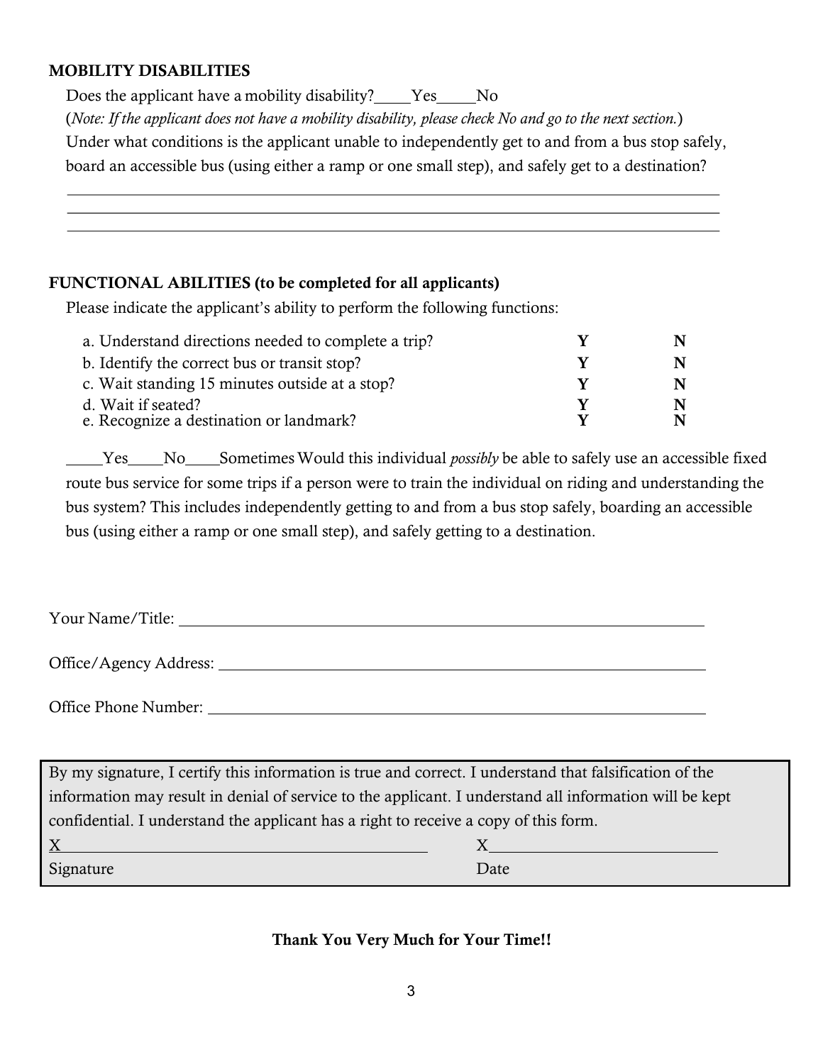**MOBILITY DISABILITIES**

Does the applicant have a mobility disability?____Yes_____No

(*Note: If the applicant does not have a mobility disability, please check No and go to the next section.*)

Under what conditions is the applicant unable to independently get to and from a bus stop safely, board an accessible bus (using either a ramp or one small step), and safely get to a destination?

______________________________________________________________________________

______________________________________________________________________________

______________________________________________________________________________

**FUNCTIONAL ABILITIES (to be completed for all applicants)**

Please indicate the applicant's ability to perform the following functions:

| | | |
|---|---|---|
| a. Understand directions needed to complete a trip? | **Y** | **N** |
| b. Identify the correct bus or transit stop? | **Y** | **N** |
| c. Wait standing 15 minutes outside at a stop? | **Y** | **N** |
| d. Wait if seated? | **Y** | **N** |
| e. Recognize a destination or landmark? | **Y** | **N** |

____Yes____No____Sometimes Would this individual *possibly* be able to safely use an accessible fixed route bus service for some trips if a person were to train the individual on riding and understanding the bus system? This includes independently getting to and from a bus stop safely, boarding an accessible bus (using either a ramp or one small step), and safely getting to a destination.

Your Name/Title: ______________________________________________________

Office/Agency Address: _________________________________________________

Office Phone Number: __________________________________________________

By my signature, I certify this information is true and correct. I understand that falsification of the information may result in denial of service to the applicant. I understand all information will be kept confidential. I understand the applicant has a right to receive a copy of this form.

X______________________________________ X__________________________

Signature Date

**Thank You Very Much for Your Time!!**